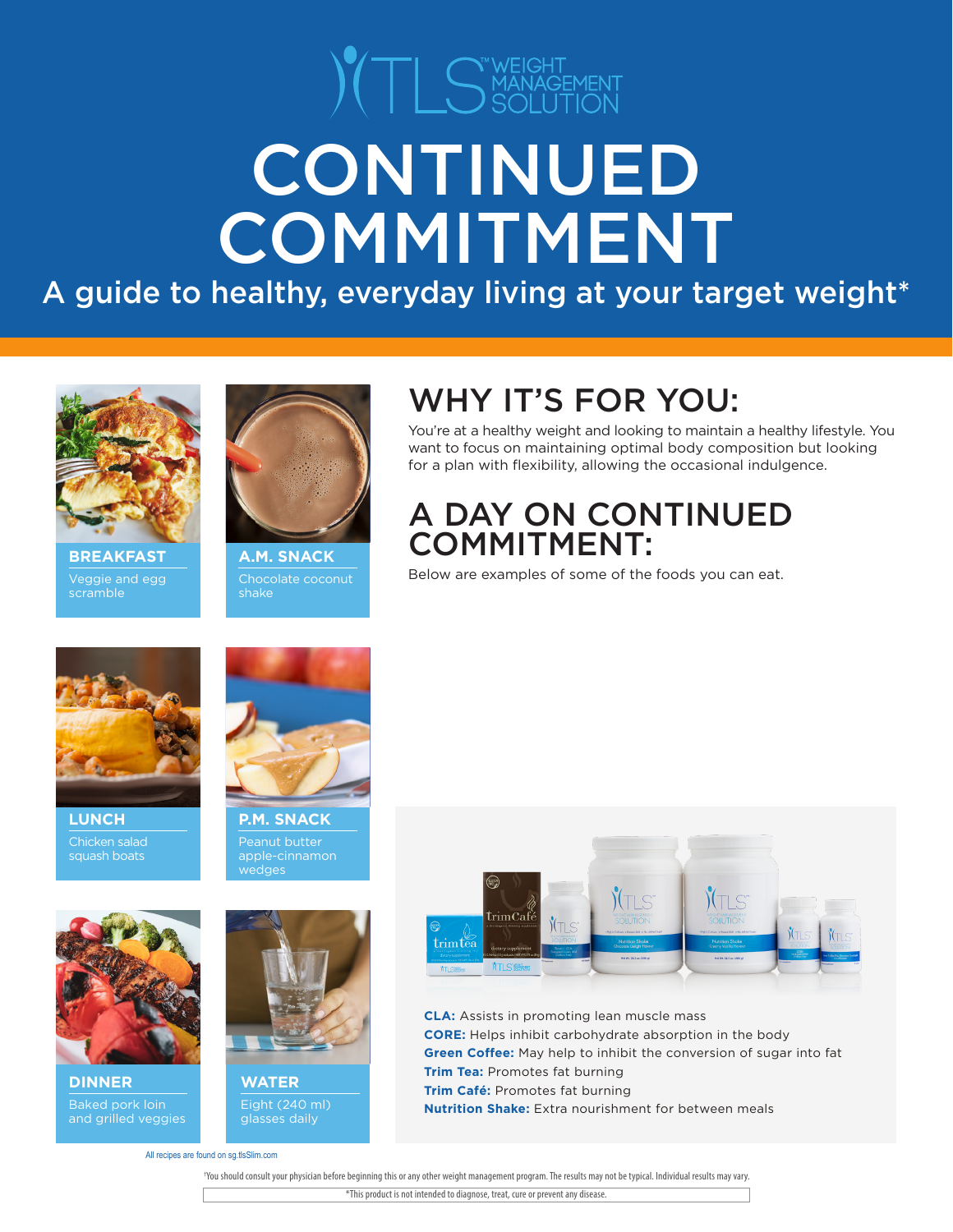# TLS™ WEIGHT MANAGEMENT SOLUTION

# CONTINUED COMMITMENT

## A guide to healthy, everyday living at your target weight*

**BREAKFAST**
Veggie and egg scramble

**A.M. SNACK**
Chocolate coconut shake

**LUNCH**
Chicken salad squash boats

**P.M. SNACK**
Peanut butter apple-cinnamon wedges

**DINNER**
Baked pork loin and grilled veggies

**WATER**
Eight (240 ml) glasses daily

## WHY IT'S FOR YOU:

You're at a healthy weight and looking to maintain a healthy lifestyle. You want to focus on maintaining optimal body composition but looking for a plan with flexibility, allowing the occasional indulgence.

## A DAY ON CONTINUED COMMITMENT:

Below are examples of some of the foods you can eat.

**CLA:** Assists in promoting lean muscle mass
**CORE:** Helps inhibit carbohydrate absorption in the body
**Green Coffee:** May help to inhibit the conversion of sugar into fat
**Trim Tea:** Promotes fat burning
**Trim Café:** Promotes fat burning
**Nutrition Shake:** Extra nourishment for between meals

All recipes are found on sg.tlsSlim.com

†You should consult your physician before beginning this or any other weight management program. The results may not be typical. Individual results may vary.

*This product is not intended to diagnose, treat, cure or prevent any disease.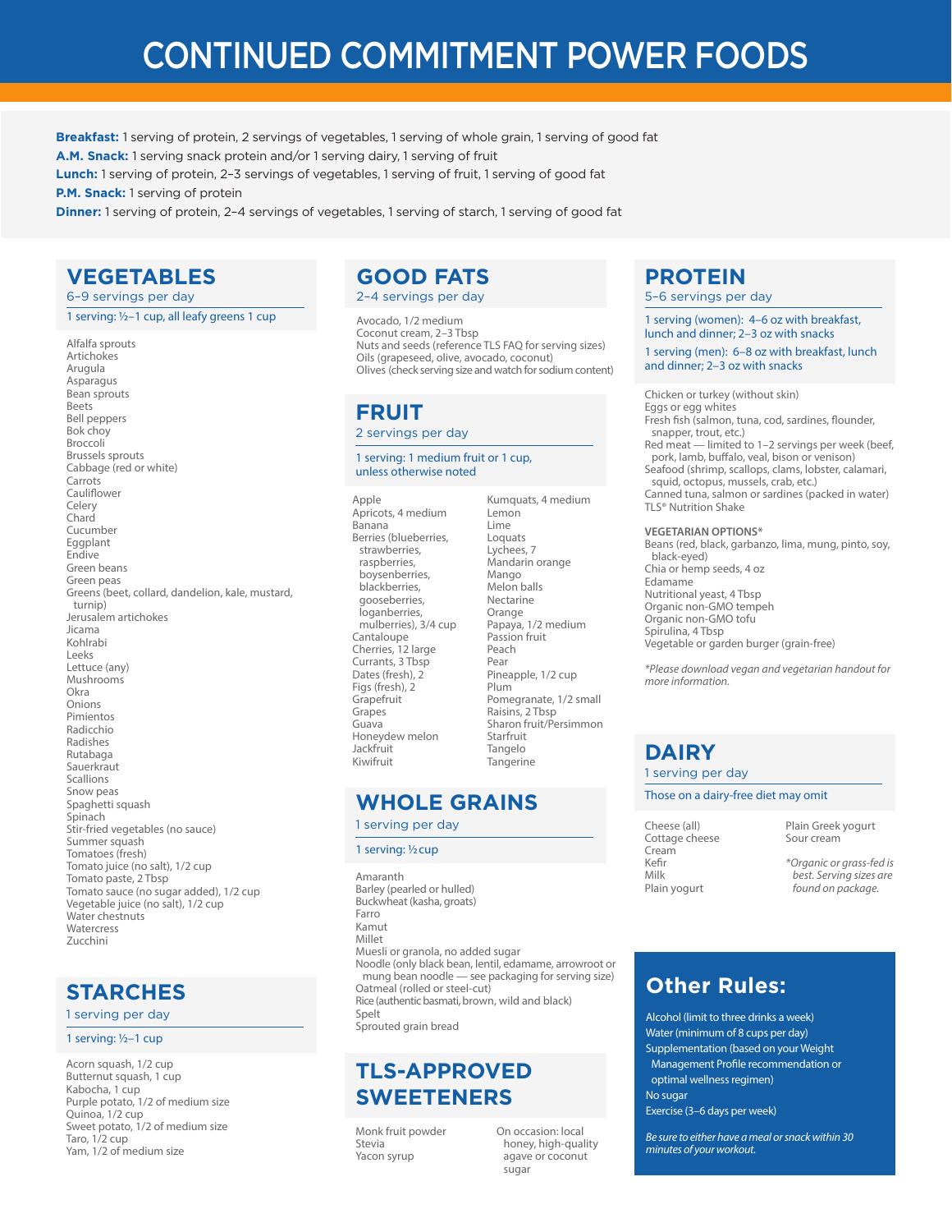# CONTINUED COMMITMENT POWER FOODS

**Breakfast:** 1 serving of protein, 2 servings of vegetables, 1 serving of whole grain, 1 serving of good fat
**A.M. Snack:** 1 serving snack protein and/or 1 serving dairy, 1 serving of fruit
**Lunch:** 1 serving of protein, 2–3 servings of vegetables, 1 serving of fruit, 1 serving of good fat
**P.M. Snack:** 1 serving of protein
**Dinner:** 1 serving of protein, 2–4 servings of vegetables, 1 serving of starch, 1 serving of good fat

## VEGETABLES

6–9 servings per day

1 serving: ½–1 cup, all leafy greens 1 cup

- Alfalfa sprouts
- Artichokes
- Arugula
- Asparagus
- Bean sprouts
- Beets
- Bell peppers
- Bok choy
- Broccoli
- Brussels sprouts
- Cabbage (red or white)
- Carrots
- Cauliflower
- Celery
- Chard
- Cucumber
- Eggplant
- Endive
- Green beans
- Green peas
- Greens (beet, collard, dandelion, kale, mustard, turnip)
- Jerusalem artichokes
- Jicama
- Kohlrabi
- Leeks
- Lettuce (any)
- Mushrooms
- Okra
- Onions
- Pimientos
- Radicchio
- Radishes
- Rutabaga
- Sauerkraut
- Scallions
- Snow peas
- Spaghetti squash
- Spinach
- Stir-fried vegetables (no sauce)
- Summer squash
- Tomatoes (fresh)
- Tomato juice (no salt), 1/2 cup
- Tomato paste, 2 Tbsp
- Tomato sauce (no sugar added), 1/2 cup
- Vegetable juice (no salt), 1/2 cup
- Water chestnuts
- Watercress
- Zucchini

## STARCHES

1 serving per day

1 serving: ½–1 cup

- Acorn squash, 1/2 cup
- Butternut squash, 1 cup
- Kabocha, 1 cup
- Purple potato, 1/2 of medium size
- Quinoa, 1/2 cup
- Sweet potato, 1/2 of medium size
- Taro, 1/2 cup
- Yam, 1/2 of medium size

## GOOD FATS

2–4 servings per day

- Avocado, 1/2 medium
- Coconut cream, 2–3 Tbsp
- Nuts and seeds (reference TLS FAQ for serving sizes)
- Oils (grapeseed, olive, avocado, coconut)
- Olives (check serving size and watch for sodium content)

## FRUIT

2 servings per day

1 serving: 1 medium fruit or 1 cup, unless otherwise noted

- Apple
- Apricots, 4 medium
- Banana
- Berries (blueberries, strawberries, raspberries, boysenberries, blackberries, gooseberries, loganberries, mulberries), 3/4 cup
- Cantaloupe
- Cherries, 12 large
- Currants, 3 Tbsp
- Dates (fresh), 2
- Figs (fresh), 2
- Grapefruit
- Grapes
- Guava
- Honeydew melon
- Jackfruit
- Kiwifruit
- Kumquats, 4 medium
- Lemon
- Lime
- Loquats
- Lychees, 7
- Mandarin orange
- Mango
- Melon balls
- Nectarine
- Orange
- Papaya, 1/2 medium
- Passion fruit
- Peach
- Pear
- Pineapple, 1/2 cup
- Plum
- Pomegranate, 1/2 small
- Raisins, 2 Tbsp
- Sharon fruit/Persimmon
- Starfruit
- Tangelo
- Tangerine

## WHOLE GRAINS

1 serving per day

1 serving: ½ cup

- Amaranth
- Barley (pearled or hulled)
- Buckwheat (kasha, groats)
- Farro
- Kamut
- Millet
- Muesli or granola, no added sugar
- Noodle (only black bean, lentil, edamame, arrowroot or mung bean noodle — see packaging for serving size)
- Oatmeal (rolled or steel-cut)
- Rice (authentic basmati, brown, wild and black)
- Spelt
- Sprouted grain bread

## TLS-APPROVED SWEETENERS

- Monk fruit powder
- Stevia
- Yacon syrup
- On occasion: local honey, high-quality agave or coconut sugar

## PROTEIN

5–6 servings per day

1 serving (women): 4–6 oz with breakfast, lunch and dinner; 2–3 oz with snacks

1 serving (men): 6–8 oz with breakfast, lunch and dinner; 2–3 oz with snacks

- Chicken or turkey (without skin)
- Eggs or egg whites
- Fresh fish (salmon, tuna, cod, sardines, flounder, snapper, trout, etc.)
- Red meat — limited to 1–2 servings per week (beef, pork, lamb, buffalo, veal, bison or venison)
- Seafood (shrimp, scallops, clams, lobster, calamari, squid, octopus, mussels, crab, etc.)
- Canned tuna, salmon or sardines (packed in water)
- TLS® Nutrition Shake

**VEGETARIAN OPTIONS***

- Beans (red, black, garbanzo, lima, mung, pinto, soy, black-eyed)
- Chia or hemp seeds, 4 oz
- Edamame
- Nutritional yeast, 4 Tbsp
- Organic non-GMO tempeh
- Organic non-GMO tofu
- Spirulina, 4 Tbsp
- Vegetable or garden burger (grain-free)

*\*Please download vegan and vegetarian handout for more information.*

## DAIRY

1 serving per day

Those on a dairy-free diet may omit

- Cheese (all)
- Cottage cheese
- Cream
- Kefir
- Milk
- Plain yogurt
- Plain Greek yogurt
- Sour cream

*\*Organic or grass-fed is best. Serving sizes are found on package.*

## Other Rules:

- Alcohol (limit to three drinks a week)
- Water (minimum of 8 cups per day)
- Supplementation (based on your Weight Management Profile recommendation or optimal wellness regimen)
- No sugar
- Exercise (3–6 days per week)

*Be sure to either have a meal or snack within 30 minutes of your workout.*